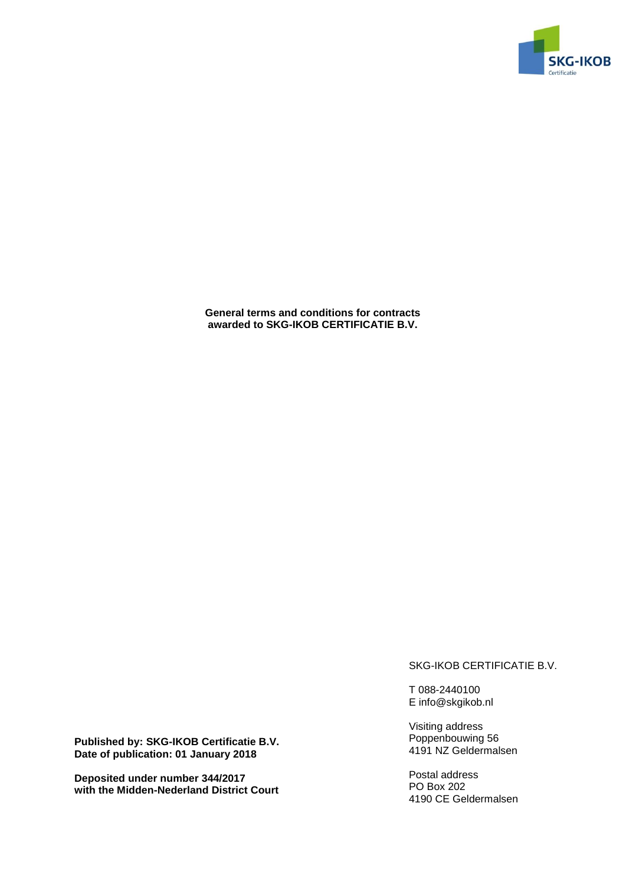SKG-IKOB
Certificatie

**General terms and conditions for contracts awarded to SKG-IKOB CERTIFICATIE B.V.**

**Published by: SKG-IKOB Certificatie B.V.**
**Date of publication: 01 January 2018**

**Deposited under number 344/2017**
**with the Midden-Nederland District Court**

SKG-IKOB CERTIFICATIE B.V.

T 088-2440100
E info@skgikob.nl

Visiting address
Poppenbouwing 56
4191 NZ Geldermalsen

Postal address
PO Box 202
4190 CE Geldermalsen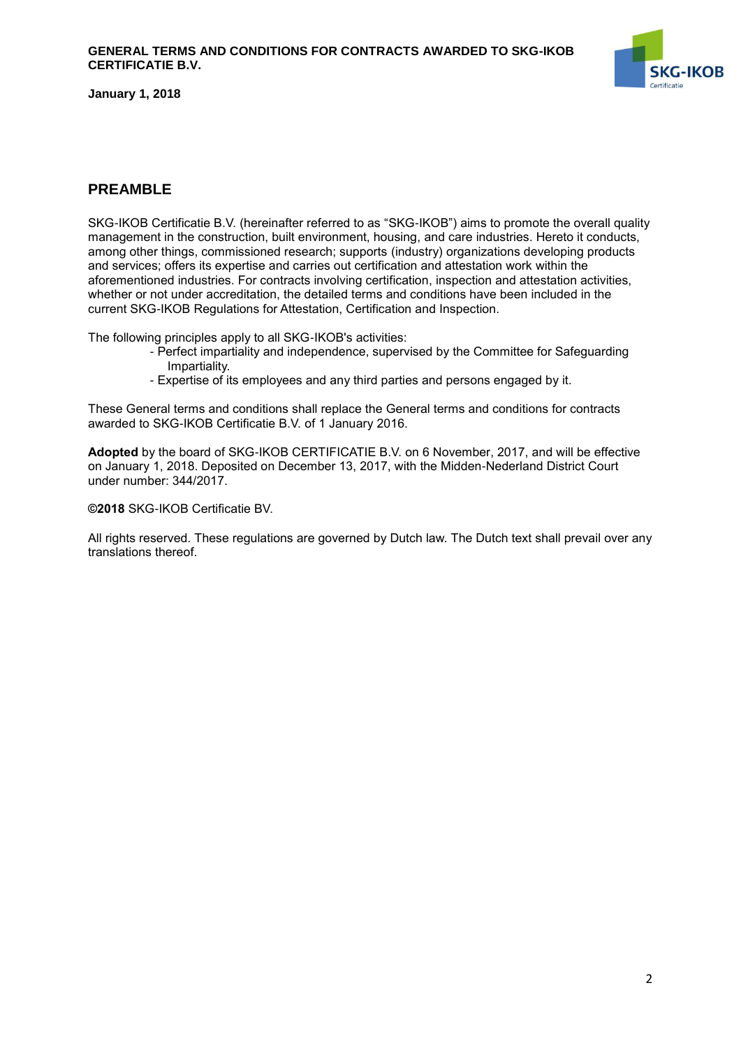## PREAMBLE

SKG-IKOB Certificatie B.V. (hereinafter referred to as "SKG-IKOB") aims to promote the overall quality management in the construction, built environment, housing, and care industries. Hereto it conducts, among other things, commissioned research; supports (industry) organizations developing products and services; offers its expertise and carries out certification and attestation work within the aforementioned industries. For contracts involving certification, inspection and attestation activities, whether or not under accreditation, the detailed terms and conditions have been included in the current SKG-IKOB Regulations for Attestation, Certification and Inspection.

The following principles apply to all SKG-IKOB's activities:

- Perfect impartiality and independence, supervised by the Committee for Safeguarding Impartiality.
- Expertise of its employees and any third parties and persons engaged by it.

These General terms and conditions shall replace the General terms and conditions for contracts awarded to SKG-IKOB Certificatie B.V. of 1 January 2016.

**Adopted** by the board of SKG-IKOB CERTIFICATIE B.V. on 6 November, 2017, and will be effective on January 1, 2018. Deposited on December 13, 2017, with the Midden-Nederland District Court under number: 344/2017.

**©2018** SKG-IKOB Certificatie BV.

All rights reserved. These regulations are governed by Dutch law. The Dutch text shall prevail over any translations thereof.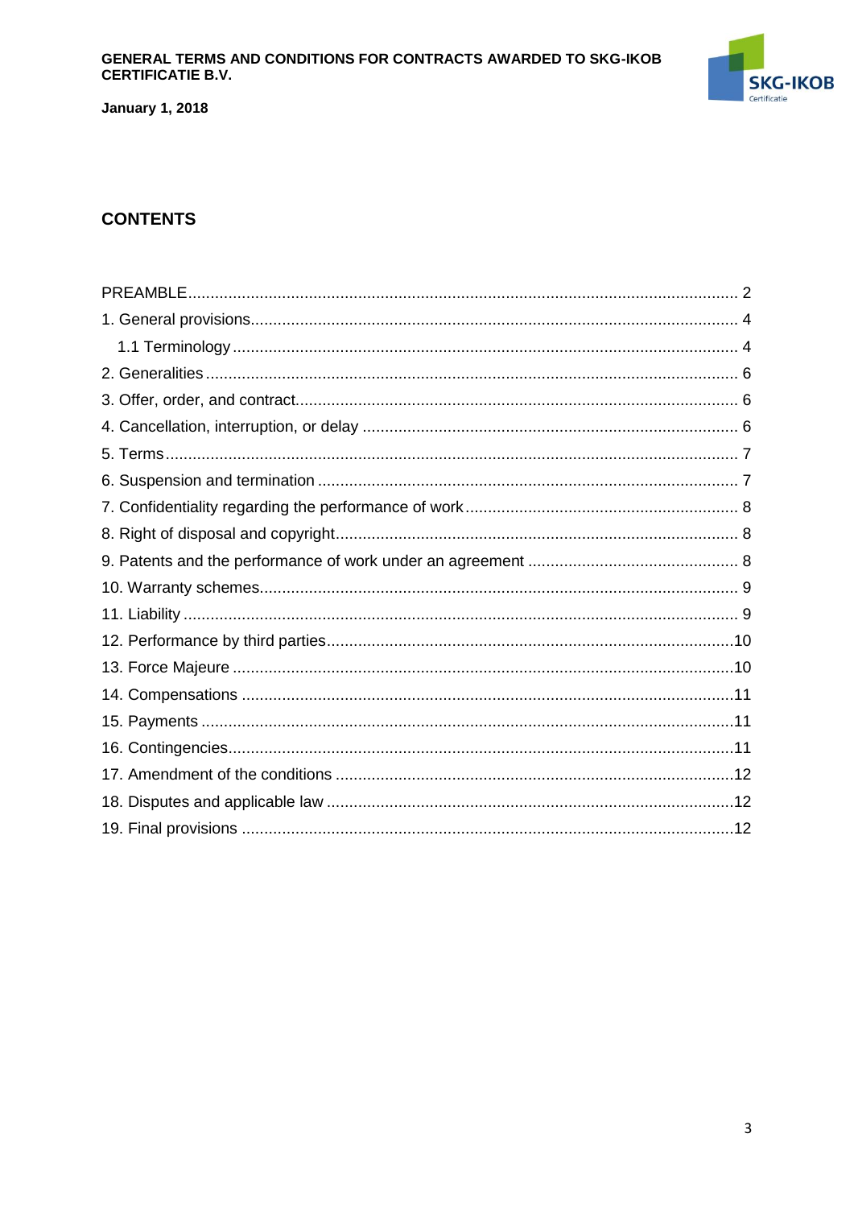## CONTENTS

PREAMBLE .... 2
1. General provisions .... 4
   1.1 Terminology .... 4
2. Generalities .... 6
3. Offer, order, and contract .... 6
4. Cancellation, interruption, or delay .... 6
5. Terms .... 7
6. Suspension and termination .... 7
7. Confidentiality regarding the performance of work .... 8
8. Right of disposal and copyright .... 8
9. Patents and the performance of work under an agreement .... 8
10. Warranty schemes .... 9
11. Liability .... 9
12. Performance by third parties .... 10
13. Force Majeure .... 10
14. Compensations .... 11
15. Payments .... 11
16. Contingencies .... 11
17. Amendment of the conditions .... 12
18. Disputes and applicable law .... 12
19. Final provisions .... 12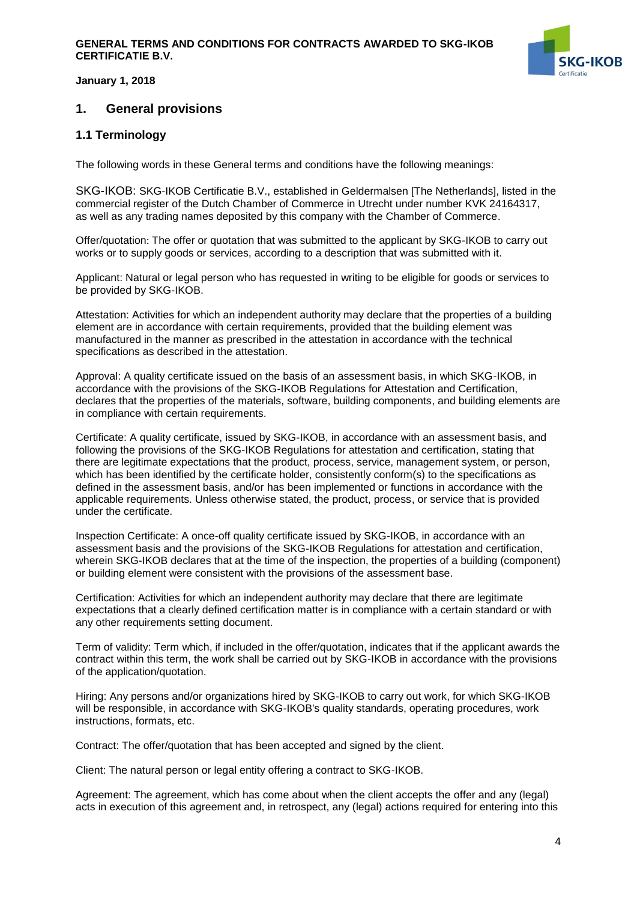**GENERAL TERMS AND CONDITIONS FOR CONTRACTS AWARDED TO SKG-IKOB CERTIFICATIE B.V.**

**January 1, 2018**

## 1. General provisions

### 1.1 Terminology

The following words in these General terms and conditions have the following meanings:

SKG-IKOB: SKG-IKOB Certificatie B.V., established in Geldermalsen [The Netherlands], listed in the commercial register of the Dutch Chamber of Commerce in Utrecht under number KVK 24164317, as well as any trading names deposited by this company with the Chamber of Commerce.

Offer/quotation: The offer or quotation that was submitted to the applicant by SKG-IKOB to carry out works or to supply goods or services, according to a description that was submitted with it.

Applicant: Natural or legal person who has requested in writing to be eligible for goods or services to be provided by SKG-IKOB.

Attestation: Activities for which an independent authority may declare that the properties of a building element are in accordance with certain requirements, provided that the building element was manufactured in the manner as prescribed in the attestation in accordance with the technical specifications as described in the attestation.

Approval: A quality certificate issued on the basis of an assessment basis, in which SKG-IKOB, in accordance with the provisions of the SKG-IKOB Regulations for Attestation and Certification, declares that the properties of the materials, software, building components, and building elements are in compliance with certain requirements.

Certificate: A quality certificate, issued by SKG-IKOB, in accordance with an assessment basis, and following the provisions of the SKG-IKOB Regulations for attestation and certification, stating that there are legitimate expectations that the product, process, service, management system, or person, which has been identified by the certificate holder, consistently conform(s) to the specifications as defined in the assessment basis, and/or has been implemented or functions in accordance with the applicable requirements. Unless otherwise stated, the product, process, or service that is provided under the certificate.

Inspection Certificate: A once-off quality certificate issued by SKG-IKOB, in accordance with an assessment basis and the provisions of the SKG-IKOB Regulations for attestation and certification, wherein SKG-IKOB declares that at the time of the inspection, the properties of a building (component) or building element were consistent with the provisions of the assessment base.

Certification: Activities for which an independent authority may declare that there are legitimate expectations that a clearly defined certification matter is in compliance with a certain standard or with any other requirements setting document.

Term of validity: Term which, if included in the offer/quotation, indicates that if the applicant awards the contract within this term, the work shall be carried out by SKG-IKOB in accordance with the provisions of the application/quotation.

Hiring: Any persons and/or organizations hired by SKG-IKOB to carry out work, for which SKG-IKOB will be responsible, in accordance with SKG-IKOB's quality standards, operating procedures, work instructions, formats, etc.

Contract: The offer/quotation that has been accepted and signed by the client.

Client: The natural person or legal entity offering a contract to SKG-IKOB.

Agreement: The agreement, which has come about when the client accepts the offer and any (legal) acts in execution of this agreement and, in retrospect, any (legal) actions required for entering into this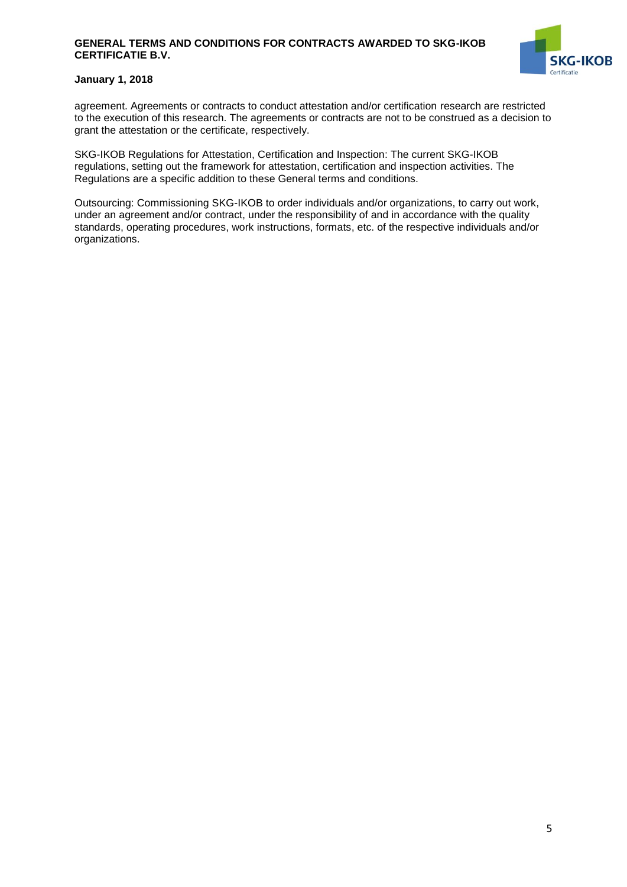agreement. Agreements or contracts to conduct attestation and/or certification research are restricted to the execution of this research. The agreements or contracts are not to be construed as a decision to grant the attestation or the certificate, respectively.

SKG-IKOB Regulations for Attestation, Certification and Inspection: The current SKG-IKOB regulations, setting out the framework for attestation, certification and inspection activities. The Regulations are a specific addition to these General terms and conditions.

Outsourcing: Commissioning SKG-IKOB to order individuals and/or organizations, to carry out work, under an agreement and/or contract, under the responsibility of and in accordance with the quality standards, operating procedures, work instructions, formats, etc. of the respective individuals and/or organizations.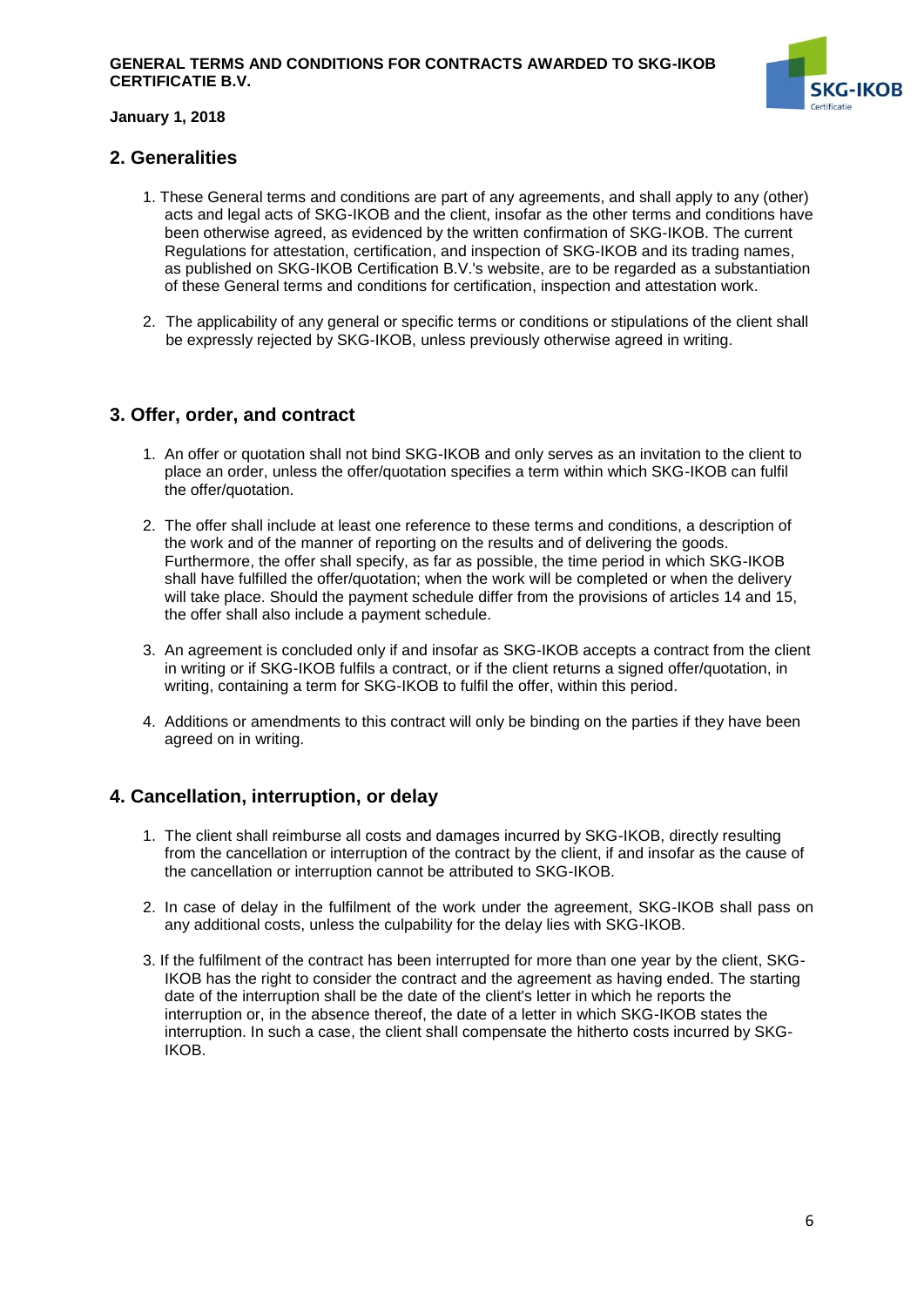## 2. Generalities

1. These General terms and conditions are part of any agreements, and shall apply to any (other) acts and legal acts of SKG-IKOB and the client, insofar as the other terms and conditions have been otherwise agreed, as evidenced by the written confirmation of SKG-IKOB. The current Regulations for attestation, certification, and inspection of SKG-IKOB and its trading names, as published on SKG-IKOB Certification B.V.'s website, are to be regarded as a substantiation of these General terms and conditions for certification, inspection and attestation work.

2. The applicability of any general or specific terms or conditions or stipulations of the client shall be expressly rejected by SKG-IKOB, unless previously otherwise agreed in writing.

## 3. Offer, order, and contract

1. An offer or quotation shall not bind SKG-IKOB and only serves as an invitation to the client to place an order, unless the offer/quotation specifies a term within which SKG-IKOB can fulfil the offer/quotation.

2. The offer shall include at least one reference to these terms and conditions, a description of the work and of the manner of reporting on the results and of delivering the goods. Furthermore, the offer shall specify, as far as possible, the time period in which SKG-IKOB shall have fulfilled the offer/quotation; when the work will be completed or when the delivery will take place. Should the payment schedule differ from the provisions of articles 14 and 15, the offer shall also include a payment schedule.

3. An agreement is concluded only if and insofar as SKG-IKOB accepts a contract from the client in writing or if SKG-IKOB fulfils a contract, or if the client returns a signed offer/quotation, in writing, containing a term for SKG-IKOB to fulfil the offer, within this period.

4. Additions or amendments to this contract will only be binding on the parties if they have been agreed on in writing.

## 4. Cancellation, interruption, or delay

1. The client shall reimburse all costs and damages incurred by SKG-IKOB, directly resulting from the cancellation or interruption of the contract by the client, if and insofar as the cause of the cancellation or interruption cannot be attributed to SKG-IKOB.

2. In case of delay in the fulfilment of the work under the agreement, SKG-IKOB shall pass on any additional costs, unless the culpability for the delay lies with SKG-IKOB.

3. If the fulfilment of the contract has been interrupted for more than one year by the client, SKG-IKOB has the right to consider the contract and the agreement as having ended. The starting date of the interruption shall be the date of the client's letter in which he reports the interruption or, in the absence thereof, the date of a letter in which SKG-IKOB states the interruption. In such a case, the client shall compensate the hitherto costs incurred by SKG-IKOB.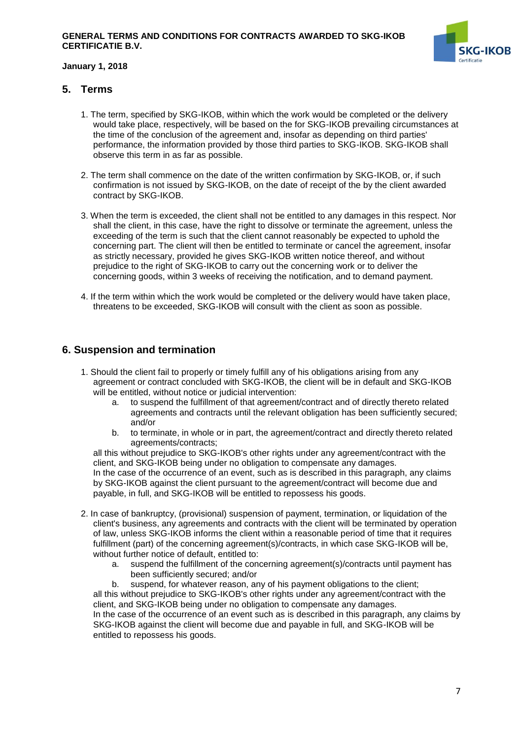## 5. Terms

1. The term, specified by SKG-IKOB, within which the work would be completed or the delivery would take place, respectively, will be based on the for SKG-IKOB prevailing circumstances at the time of the conclusion of the agreement and, insofar as depending on third parties' performance, the information provided by those third parties to SKG-IKOB. SKG-IKOB shall observe this term in as far as possible.

2. The term shall commence on the date of the written confirmation by SKG-IKOB, or, if such confirmation is not issued by SKG-IKOB, on the date of receipt of the by the client awarded contract by SKG-IKOB.

3. When the term is exceeded, the client shall not be entitled to any damages in this respect. Nor shall the client, in this case, have the right to dissolve or terminate the agreement, unless the exceeding of the term is such that the client cannot reasonably be expected to uphold the concerning part. The client will then be entitled to terminate or cancel the agreement, insofar as strictly necessary, provided he gives SKG-IKOB written notice thereof, and without prejudice to the right of SKG-IKOB to carry out the concerning work or to deliver the concerning goods, within 3 weeks of receiving the notification, and to demand payment.

4. If the term within which the work would be completed or the delivery would have taken place, threatens to be exceeded, SKG-IKOB will consult with the client as soon as possible.

## 6. Suspension and termination

1. Should the client fail to properly or timely fulfill any of his obligations arising from any agreement or contract concluded with SKG-IKOB, the client will be in default and SKG-IKOB will be entitled, without notice or judicial intervention:
   a. to suspend the fulfillment of that agreement/contract and of directly thereto related agreements and contracts until the relevant obligation has been sufficiently secured; and/or
   b. to terminate, in whole or in part, the agreement/contract and directly thereto related agreements/contracts;

   all this without prejudice to SKG-IKOB's other rights under any agreement/contract with the client, and SKG-IKOB being under no obligation to compensate any damages.
   In the case of the occurrence of an event, such as is described in this paragraph, any claims by SKG-IKOB against the client pursuant to the agreement/contract will become due and payable, in full, and SKG-IKOB will be entitled to repossess his goods.

2. In case of bankruptcy, (provisional) suspension of payment, termination, or liquidation of the client's business, any agreements and contracts with the client will be terminated by operation of law, unless SKG-IKOB informs the client within a reasonable period of time that it requires fulfillment (part) of the concerning agreement(s)/contracts, in which case SKG-IKOB will be, without further notice of default, entitled to:
   a. suspend the fulfillment of the concerning agreement(s)/contracts until payment has been sufficiently secured; and/or
   b. suspend, for whatever reason, any of his payment obligations to the client;

   all this without prejudice to SKG-IKOB's other rights under any agreement/contract with the client, and SKG-IKOB being under no obligation to compensate any damages.
   In the case of the occurrence of an event such as is described in this paragraph, any claims by SKG-IKOB against the client will become due and payable in full, and SKG-IKOB will be entitled to repossess his goods.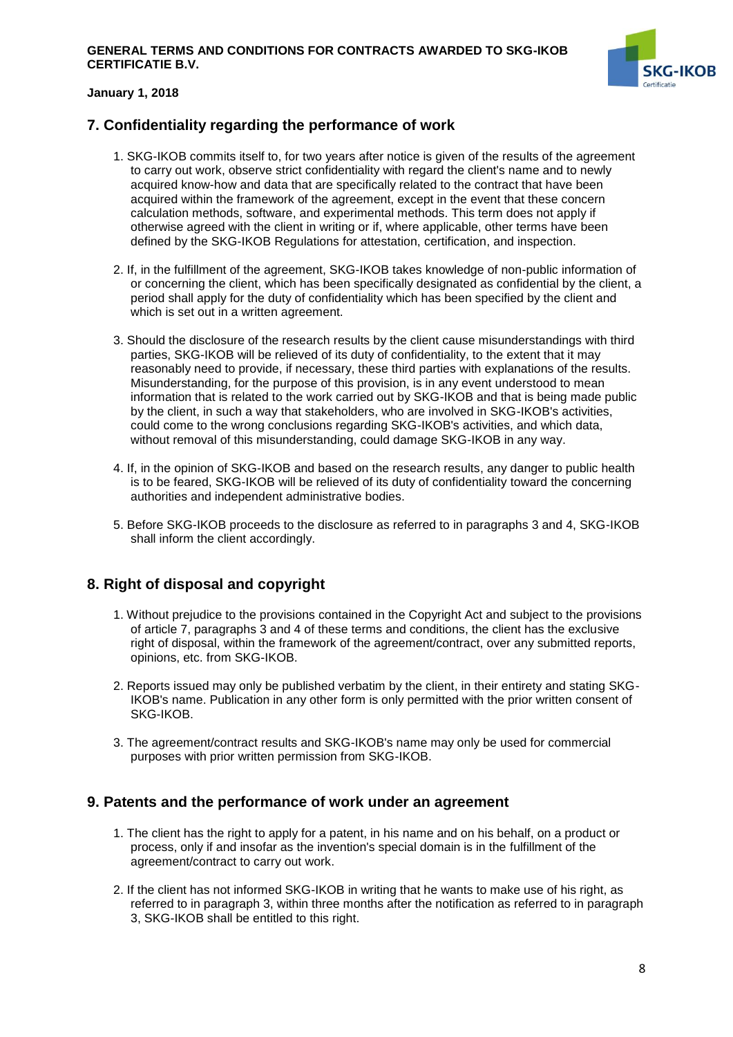## 7. Confidentiality regarding the performance of work

1. SKG-IKOB commits itself to, for two years after notice is given of the results of the agreement to carry out work, observe strict confidentiality with regard the client's name and to newly acquired know-how and data that are specifically related to the contract that have been acquired within the framework of the agreement, except in the event that these concern calculation methods, software, and experimental methods. This term does not apply if otherwise agreed with the client in writing or if, where applicable, other terms have been defined by the SKG-IKOB Regulations for attestation, certification, and inspection.

2. If, in the fulfillment of the agreement, SKG-IKOB takes knowledge of non-public information of or concerning the client, which has been specifically designated as confidential by the client, a period shall apply for the duty of confidentiality which has been specified by the client and which is set out in a written agreement.

3. Should the disclosure of the research results by the client cause misunderstandings with third parties, SKG-IKOB will be relieved of its duty of confidentiality, to the extent that it may reasonably need to provide, if necessary, these third parties with explanations of the results. Misunderstanding, for the purpose of this provision, is in any event understood to mean information that is related to the work carried out by SKG-IKOB and that is being made public by the client, in such a way that stakeholders, who are involved in SKG-IKOB's activities, could come to the wrong conclusions regarding SKG-IKOB's activities, and which data, without removal of this misunderstanding, could damage SKG-IKOB in any way.

4. If, in the opinion of SKG-IKOB and based on the research results, any danger to public health is to be feared, SKG-IKOB will be relieved of its duty of confidentiality toward the concerning authorities and independent administrative bodies.

5. Before SKG-IKOB proceeds to the disclosure as referred to in paragraphs 3 and 4, SKG-IKOB shall inform the client accordingly.

## 8. Right of disposal and copyright

1. Without prejudice to the provisions contained in the Copyright Act and subject to the provisions of article 7, paragraphs 3 and 4 of these terms and conditions, the client has the exclusive right of disposal, within the framework of the agreement/contract, over any submitted reports, opinions, etc. from SKG-IKOB.

2. Reports issued may only be published verbatim by the client, in their entirety and stating SKG-IKOB's name. Publication in any other form is only permitted with the prior written consent of SKG-IKOB.

3. The agreement/contract results and SKG-IKOB's name may only be used for commercial purposes with prior written permission from SKG-IKOB.

## 9. Patents and the performance of work under an agreement

1. The client has the right to apply for a patent, in his name and on his behalf, on a product or process, only if and insofar as the invention's special domain is in the fulfillment of the agreement/contract to carry out work.

2. If the client has not informed SKG-IKOB in writing that he wants to make use of his right, as referred to in paragraph 3, within three months after the notification as referred to in paragraph 3, SKG-IKOB shall be entitled to this right.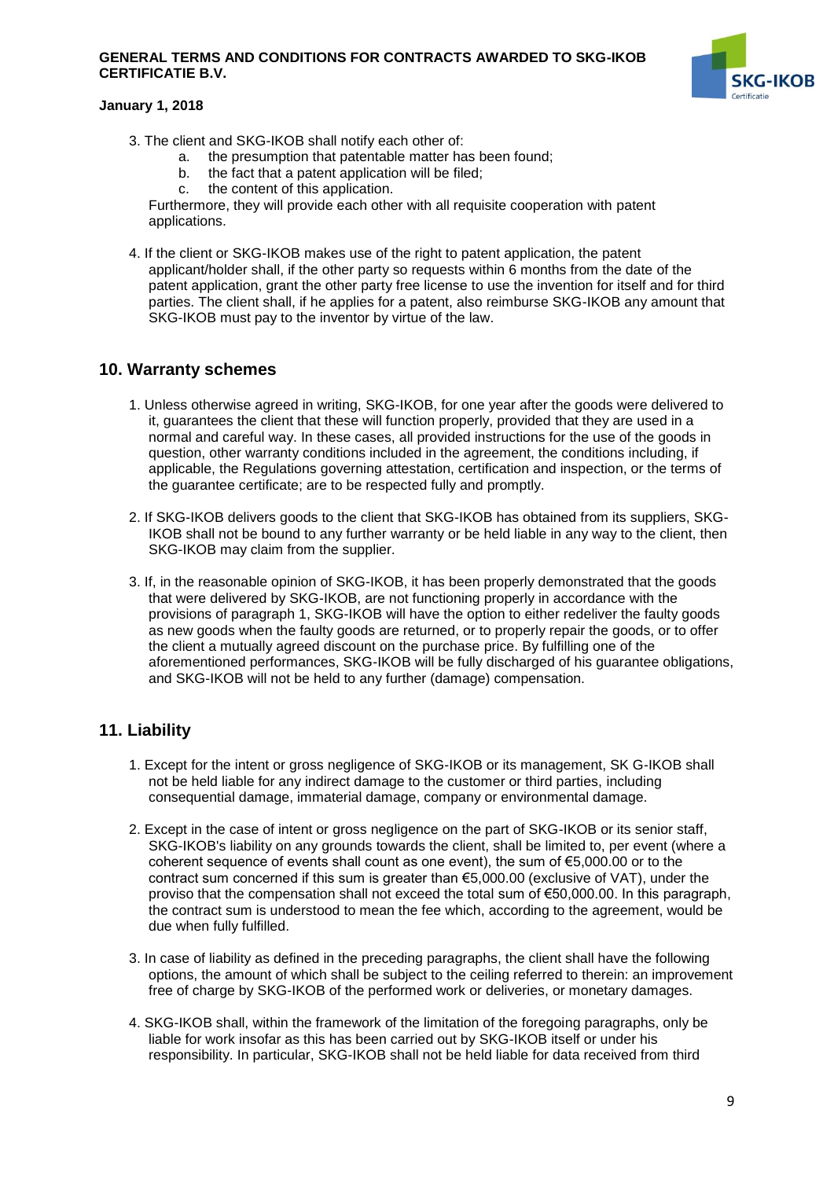3. The client and SKG-IKOB shall notify each other of:
   a. the presumption that patentable matter has been found;
   b. the fact that a patent application will be filed;
   c. the content of this application.

   Furthermore, they will provide each other with all requisite cooperation with patent applications.

4. If the client or SKG-IKOB makes use of the right to patent application, the patent applicant/holder shall, if the other party so requests within 6 months from the date of the patent application, grant the other party free license to use the invention for itself and for third parties. The client shall, if he applies for a patent, also reimburse SKG-IKOB any amount that SKG-IKOB must pay to the inventor by virtue of the law.

## 10. Warranty schemes

1. Unless otherwise agreed in writing, SKG-IKOB, for one year after the goods were delivered to it, guarantees the client that these will function properly, provided that they are used in a normal and careful way. In these cases, all provided instructions for the use of the goods in question, other warranty conditions included in the agreement, the conditions including, if applicable, the Regulations governing attestation, certification and inspection, or the terms of the guarantee certificate; are to be respected fully and promptly.

2. If SKG-IKOB delivers goods to the client that SKG-IKOB has obtained from its suppliers, SKG-IKOB shall not be bound to any further warranty or be held liable in any way to the client, then SKG-IKOB may claim from the supplier.

3. If, in the reasonable opinion of SKG-IKOB, it has been properly demonstrated that the goods that were delivered by SKG-IKOB, are not functioning properly in accordance with the provisions of paragraph 1, SKG-IKOB will have the option to either redeliver the faulty goods as new goods when the faulty goods are returned, or to properly repair the goods, or to offer the client a mutually agreed discount on the purchase price. By fulfilling one of the aforementioned performances, SKG-IKOB will be fully discharged of his guarantee obligations, and SKG-IKOB will not be held to any further (damage) compensation.

## 11. Liability

1. Except for the intent or gross negligence of SKG-IKOB or its management, SK G-IKOB shall not be held liable for any indirect damage to the customer or third parties, including consequential damage, immaterial damage, company or environmental damage.

2. Except in the case of intent or gross negligence on the part of SKG-IKOB or its senior staff, SKG-IKOB's liability on any grounds towards the client, shall be limited to, per event (where a coherent sequence of events shall count as one event), the sum of €5,000.00 or to the contract sum concerned if this sum is greater than €5,000.00 (exclusive of VAT), under the proviso that the compensation shall not exceed the total sum of €50,000.00. In this paragraph, the contract sum is understood to mean the fee which, according to the agreement, would be due when fully fulfilled.

3. In case of liability as defined in the preceding paragraphs, the client shall have the following options, the amount of which shall be subject to the ceiling referred to therein: an improvement free of charge by SKG-IKOB of the performed work or deliveries, or monetary damages.

4. SKG-IKOB shall, within the framework of the limitation of the foregoing paragraphs, only be liable for work insofar as this has been carried out by SKG-IKOB itself or under his responsibility. In particular, SKG-IKOB shall not be held liable for data received from third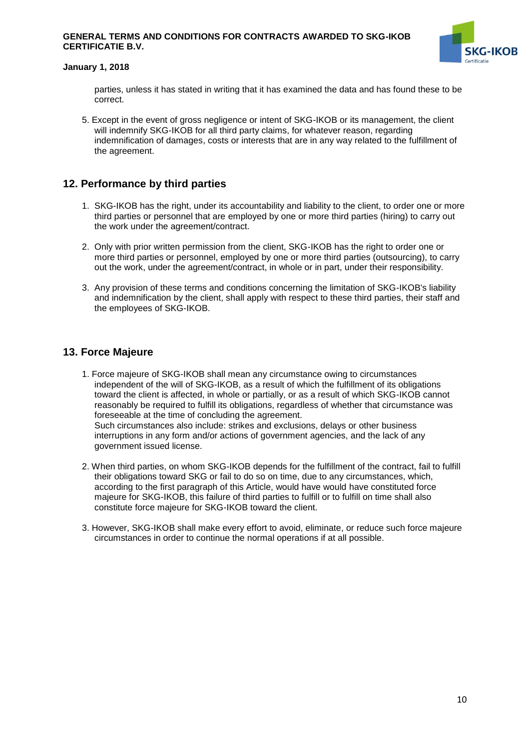parties, unless it has stated in writing that it has examined the data and has found these to be correct.

5. Except in the event of gross negligence or intent of SKG-IKOB or its management, the client will indemnify SKG-IKOB for all third party claims, for whatever reason, regarding indemnification of damages, costs or interests that are in any way related to the fulfillment of the agreement.

## 12. Performance by third parties

1. SKG-IKOB has the right, under its accountability and liability to the client, to order one or more third parties or personnel that are employed by one or more third parties (hiring) to carry out the work under the agreement/contract.
2. Only with prior written permission from the client, SKG-IKOB has the right to order one or more third parties or personnel, employed by one or more third parties (outsourcing), to carry out the work, under the agreement/contract, in whole or in part, under their responsibility.
3. Any provision of these terms and conditions concerning the limitation of SKG-IKOB's liability and indemnification by the client, shall apply with respect to these third parties, their staff and the employees of SKG-IKOB.

## 13. Force Majeure

1. Force majeure of SKG-IKOB shall mean any circumstance owing to circumstances independent of the will of SKG-IKOB, as a result of which the fulfillment of its obligations toward the client is affected, in whole or partially, or as a result of which SKG-IKOB cannot reasonably be required to fulfill its obligations, regardless of whether that circumstance was foreseeable at the time of concluding the agreement.
   Such circumstances also include: strikes and exclusions, delays or other business interruptions in any form and/or actions of government agencies, and the lack of any government issued license.
2. When third parties, on whom SKG-IKOB depends for the fulfillment of the contract, fail to fulfill their obligations toward SKG or fail to do so on time, due to any circumstances, which, according to the first paragraph of this Article, would have would have constituted force majeure for SKG-IKOB, this failure of third parties to fulfill or to fulfill on time shall also constitute force majeure for SKG-IKOB toward the client.
3. However, SKG-IKOB shall make every effort to avoid, eliminate, or reduce such force majeure circumstances in order to continue the normal operations if at all possible.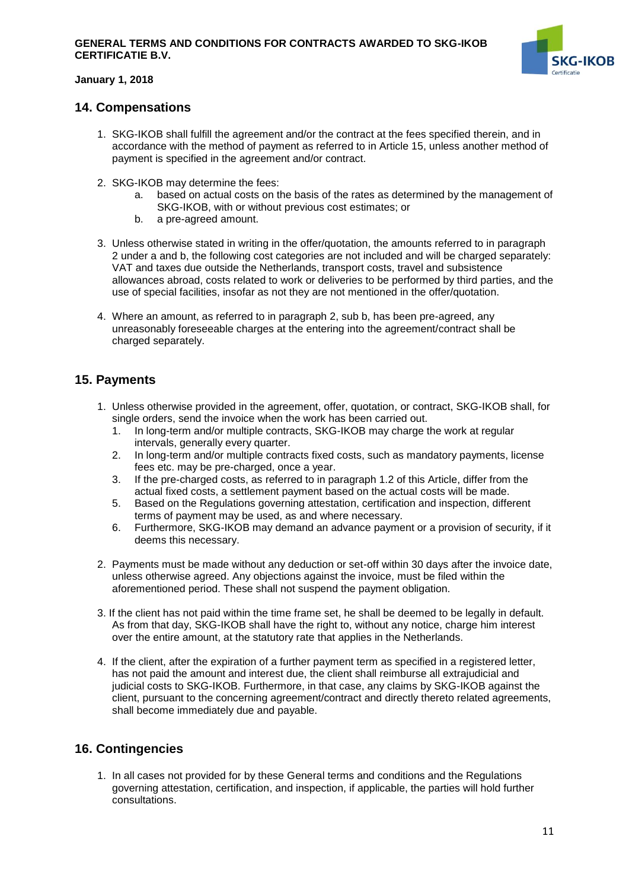## 14. Compensations

1. SKG-IKOB shall fulfill the agreement and/or the contract at the fees specified therein, and in accordance with the method of payment as referred to in Article 15, unless another method of payment is specified in the agreement and/or contract.

2. SKG-IKOB may determine the fees:
   a. based on actual costs on the basis of the rates as determined by the management of SKG-IKOB, with or without previous cost estimates; or
   b. a pre-agreed amount.

3. Unless otherwise stated in writing in the offer/quotation, the amounts referred to in paragraph 2 under a and b, the following cost categories are not included and will be charged separately: VAT and taxes due outside the Netherlands, transport costs, travel and subsistence allowances abroad, costs related to work or deliveries to be performed by third parties, and the use of special facilities, insofar as not they are not mentioned in the offer/quotation.

4. Where an amount, as referred to in paragraph 2, sub b, has been pre-agreed, any unreasonably foreseeable charges at the entering into the agreement/contract shall be charged separately.

## 15. Payments

1. Unless otherwise provided in the agreement, offer, quotation, or contract, SKG-IKOB shall, for single orders, send the invoice when the work has been carried out.
   1. In long-term and/or multiple contracts, SKG-IKOB may charge the work at regular intervals, generally every quarter.
   2. In long-term and/or multiple contracts fixed costs, such as mandatory payments, license fees etc. may be pre-charged, once a year.
   3. If the pre-charged costs, as referred to in paragraph 1.2 of this Article, differ from the actual fixed costs, a settlement payment based on the actual costs will be made.
   5. Based on the Regulations governing attestation, certification and inspection, different terms of payment may be used, as and where necessary.
   6. Furthermore, SKG-IKOB may demand an advance payment or a provision of security, if it deems this necessary.

2. Payments must be made without any deduction or set-off within 30 days after the invoice date, unless otherwise agreed. Any objections against the invoice, must be filed within the aforementioned period. These shall not suspend the payment obligation.

3. If the client has not paid within the time frame set, he shall be deemed to be legally in default. As from that day, SKG-IKOB shall have the right to, without any notice, charge him interest over the entire amount, at the statutory rate that applies in the Netherlands.

4. If the client, after the expiration of a further payment term as specified in a registered letter, has not paid the amount and interest due, the client shall reimburse all extrajudicial and judicial costs to SKG-IKOB. Furthermore, in that case, any claims by SKG-IKOB against the client, pursuant to the concerning agreement/contract and directly thereto related agreements, shall become immediately due and payable.

## 16. Contingencies

1. In all cases not provided for by these General terms and conditions and the Regulations governing attestation, certification, and inspection, if applicable, the parties will hold further consultations.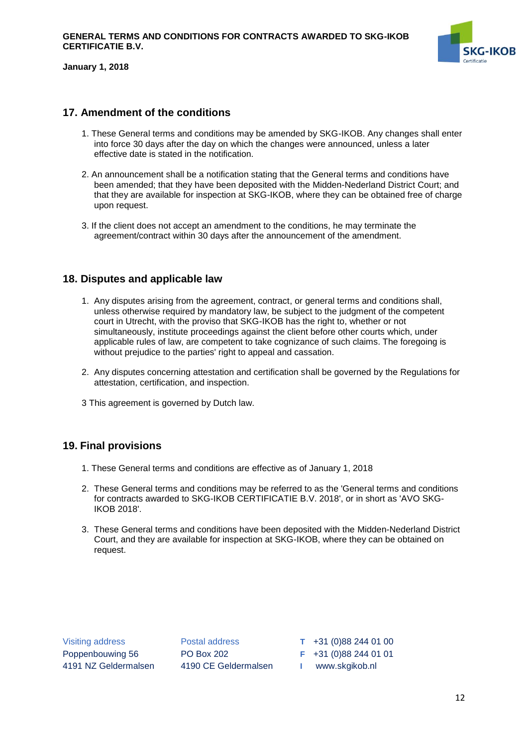## 17. Amendment of the conditions

1. These General terms and conditions may be amended by SKG-IKOB. Any changes shall enter into force 30 days after the day on which the changes were announced, unless a later effective date is stated in the notification.

2. An announcement shall be a notification stating that the General terms and conditions have been amended; that they have been deposited with the Midden-Nederland District Court; and that they are available for inspection at SKG-IKOB, where they can be obtained free of charge upon request.

3. If the client does not accept an amendment to the conditions, he may terminate the agreement/contract within 30 days after the announcement of the amendment.

## 18. Disputes and applicable law

1. Any disputes arising from the agreement, contract, or general terms and conditions shall, unless otherwise required by mandatory law, be subject to the judgment of the competent court in Utrecht, with the proviso that SKG-IKOB has the right to, whether or not simultaneously, institute proceedings against the client before other courts which, under applicable rules of law, are competent to take cognizance of such claims. The foregoing is without prejudice to the parties' right to appeal and cassation.

2. Any disputes concerning attestation and certification shall be governed by the Regulations for attestation, certification, and inspection.

3 This agreement is governed by Dutch law.

## 19. Final provisions

1. These General terms and conditions are effective as of January 1, 2018

2. These General terms and conditions may be referred to as the 'General terms and conditions for contracts awarded to SKG-IKOB CERTIFICATIE B.V. 2018', or in short as 'AVO SKG-IKOB 2018'.

3. These General terms and conditions have been deposited with the Midden-Nederland District Court, and they are available for inspection at SKG-IKOB, where they can be obtained on request.